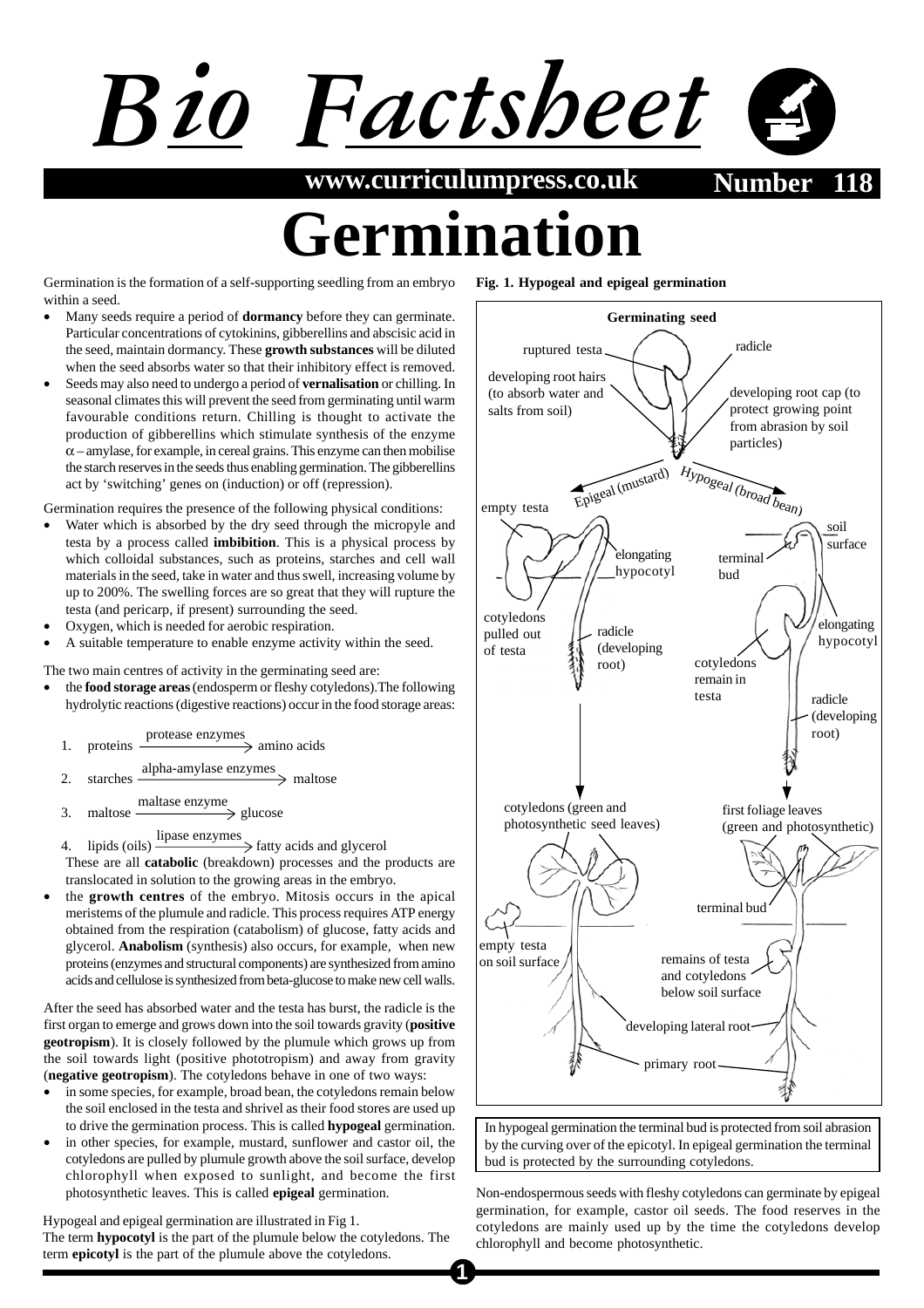# Germination

Germination is the formation of a self-supporting seedling from an embryo within a seed.

- Many seeds require a period of **dormancy** before they can germinate. Particular concentrations of cytokinins, gibberellins and abscisic acid in the seed, maintain dormancy. These **growth substances** will be diluted when the seed absorbs water so that their inhibitory effect is removed.
- Seeds may also need to undergo a period of **vernalisation** or chilling. In seasonal climates this will prevent the seed from germinating until warm favourable conditions return. Chilling is thought to activate the production of gibberellins which stimulate synthesis of the enzyme $\alpha$ – amylase, for example, in cereal grains. This enzyme can then mobilise the starch reserves in the seeds thus enabling germination. The gibberellins act by 'switching' genes on (induction) or off (repression).

Germination requires the presence of the following physical conditions:

- Water which is absorbed by the dry seed through the micropyle and testa by a process called **imbibition**. This is a physical process by which colloidal substances, such as proteins, starches and cell wall materials in the seed, take in water and thus swell, increasing volume by up to 200%. The swelling forces are so great that they will rupture the testa (and pericarp, if present) surrounding the seed.
- Oxygen, which is needed for aerobic respiration.
- A suitable temperature to enable enzyme activity within the seed.

The two main centres of activity in the germinating seed are:

- the **food storage areas** (endosperm or fleshy cotyledons).The following hydrolytic reactions (digestive reactions) occur in the food storage areas:

  1. proteins $\xrightarrow{\text{protease enzymes}}$ amino acids
  2. starches $\xrightarrow{\text{alpha-amylase enzymes}}$ maltose
  3. maltose $\xrightarrow{\text{maltase enzyme}}$ glucose
  4. lipids (oils) $\xrightarrow{\text{lipase enzymes}}$ fatty acids and glycerol

  These are all **catabolic** (breakdown) processes and the products are translocated in solution to the growing areas in the embryo.
- the **growth centres** of the embryo. Mitosis occurs in the apical meristems of the plumule and radicle. This process requires ATP energy obtained from the respiration (catabolism) of glucose, fatty acids and glycerol. **Anabolism** (synthesis) also occurs, for example, when new proteins (enzymes and structural components) are synthesized from amino acids and cellulose is synthesized from beta-glucose to make new cell walls.

After the seed has absorbed water and the testa has burst, the radicle is the first organ to emerge and grows down into the soil towards gravity (**positive geotropism**). It is closely followed by the plumule which grows up from the soil towards light (positive phototropism) and away from gravity (**negative geotropism**). The cotyledons behave in one of two ways:

- in some species, for example, broad bean, the cotyledons remain below the soil enclosed in the testa and shrivel as their food stores are used up to drive the germination process. This is called **hypogeal** germination.
- in other species, for example, mustard, sunflower and castor oil, the cotyledons are pulled by plumule growth above the soil surface, develop chlorophyll when exposed to sunlight, and become the first photosynthetic leaves. This is called **epigeal** germination.

Hypogeal and epigeal germination are illustrated in Fig 1.
The term **hypocotyl** is the part of the plumule below the cotyledons. The term **epicotyl** is the part of the plumule above the cotyledons.

**Fig. 1. Hypogeal and epigeal germination**

Germinating seed: ruptured testa; radicle; developing root hairs (to absorb water and salts from soil); developing root cap (to protect growing point from abrasion by soil particles)

Epigeal (mustard): empty testa; elongating hypocotyl; cotyledons pulled out of testa; radicle (developing root); cotyledons (green and photosynthetic seed leaves); empty testa on soil surface

Hypogeal (broad bean): soil surface; terminal bud; elongating hypocotyl; cotyledons remain in testa; radicle (developing root); first foliage leaves (green and photosynthetic); terminal bud; remains of testa and cotyledons below soil surface; developing lateral root; primary root

In hypogeal germination the terminal bud is protected from soil abrasion by the curving over of the epicotyl. In epigeal germination the terminal bud is protected by the surrounding cotyledons.

Non-endospermous seeds with fleshy cotyledons can germinate by epigeal germination, for example, castor oil seeds. The food reserves in the cotyledons are mainly used up by the time the cotyledons develop chlorophyll and become photosynthetic.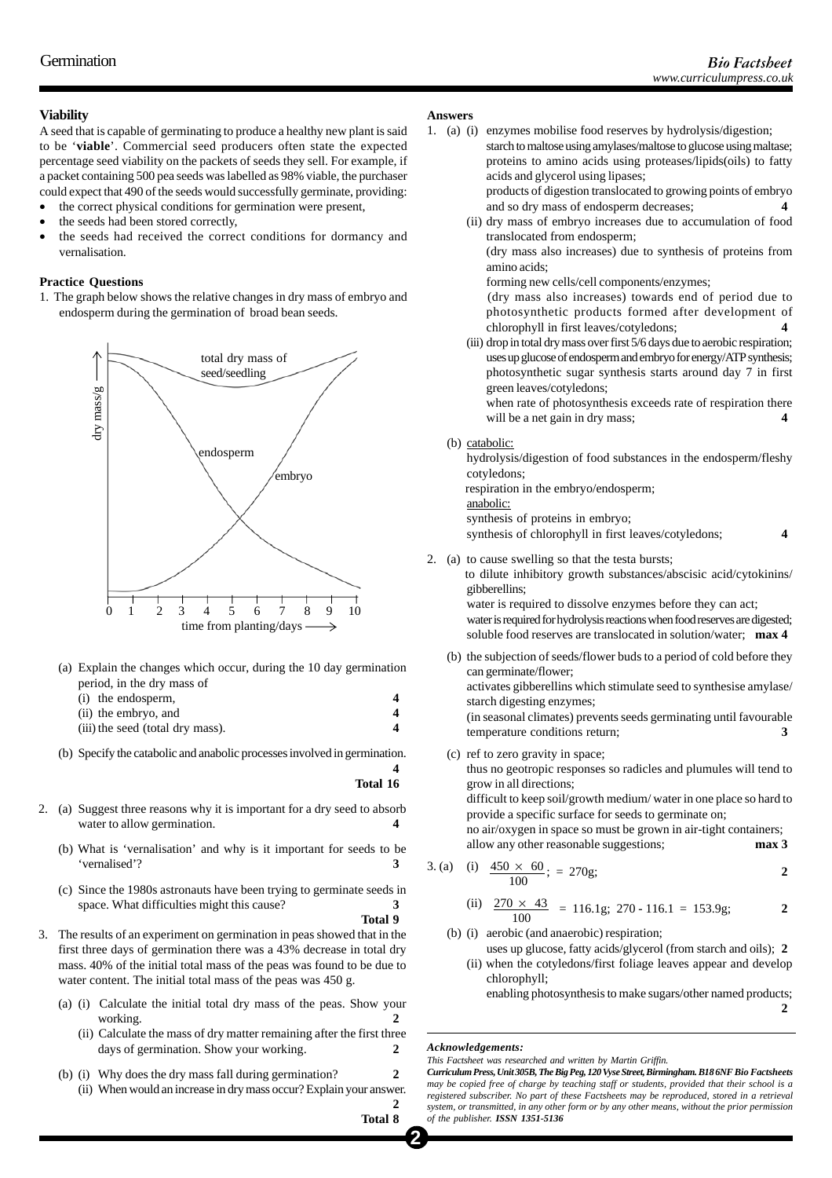## Viability

A seed that is capable of germinating to produce a healthy new plant is said to be '**viable**'. Commercial seed producers often state the expected percentage seed viability on the packets of seeds they sell. For example, if a packet containing 500 pea seeds was labelled as 98% viable, the purchaser could expect that 490 of the seeds would successfully germinate, providing:

- the correct physical conditions for germination were present,
- the seeds had been stored correctly,
- the seeds had received the correct conditions for dormancy and vernalisation.

### Practice Questions

1. The graph below shows the relative changes in dry mass of embryo and endosperm during the germination of broad bean seeds.

dry mass/g
total dry mass of seed/seedling
endosperm
embryo
0 1 2 3 4 5 6 7 8 9 10
time from planting/days

(a) Explain the changes which occur, during the 10 day germination period, in the dry mass of
   (i) the endosperm, **4**
   (ii) the embryo, and **4**
   (iii) the seed (total dry mass). **4**

(b) Specify the catabolic and anabolic processes involved in germination. **4**

**Total 16**

2. (a) Suggest three reasons why it is important for a dry seed to absorb water to allow germination. **4**

   (b) What is 'vernalisation' and why is it important for seeds to be 'vernalised'? **3**

   (c) Since the 1980s astronauts have been trying to germinate seeds in space. What difficulties might this cause? **3**

**Total 9**

3. The results of an experiment on germination in peas showed that in the first three days of germination there was a 43% decrease in total dry mass. 40% of the initial total mass of the peas was found to be due to water content. The initial total mass of the peas was 450 g.

   (a) (i) Calculate the initial total dry mass of the peas. Show your working. **2**
   (ii) Calculate the mass of dry matter remaining after the first three days of germination. Show your working. **2**

   (b) (i) Why does the dry mass fall during germination? **2**
   (ii) When would an increase in dry mass occur? Explain your answer. **2**

**Total 8**

### Answers

1. (a) (i) enzymes mobilise food reserves by hydrolysis/digestion;
starch to maltose using amylases/maltose to glucose using maltase;
proteins to amino acids using proteases/lipids(oils) to fatty acids and glycerol using lipases;
products of digestion translocated to growing points of embryo and so dry mass of endosperm decreases; **4**

(ii) dry mass of embryo increases due to accumulation of food translocated from endosperm;
(dry mass also increases) due to synthesis of proteins from amino acids;
forming new cells/cell components/enzymes;
(dry mass also increases) towards end of period due to photosynthetic products formed after development of chlorophyll in first leaves/cotyledons; **4**

(iii) drop in total dry mass over first 5/6 days due to aerobic respiration;
uses up glucose of endosperm and embryo for energy/ATP synthesis;
photosynthetic sugar synthesis starts around day 7 in first green leaves/cotyledons;
when rate of photosynthesis exceeds rate of respiration there will be a net gain in dry mass; **4**

(b) catabolic:
hydrolysis/digestion of food substances in the endosperm/fleshy cotyledons;
respiration in the embryo/endosperm;
anabolic:
synthesis of proteins in embryo;
synthesis of chlorophyll in first leaves/cotyledons; **4**

2. (a) to cause swelling so that the testa bursts;
to dilute inhibitory growth substances/abscisic acid/cytokinins/ gibberellins;
water is required to dissolve enzymes before they can act;
water is required for hydrolysis reactions when food reserves are digested;
soluble food reserves are translocated in solution/water; **max 4**

(b) the subjection of seeds/flower buds to a period of cold before they can germinate/flower;
activates gibberellins which stimulate seed to synthesise amylase/ starch digesting enzymes;
(in seasonal climates) prevents seeds germinating until favourable temperature conditions return; **3**

(c) ref to zero gravity in space;
thus no geotropic responses so radicles and plumules will tend to grow in all directions;
difficult to keep soil/growth medium/ water in one place so hard to provide a specific surface for seeds to germinate on;
no air/oxygen in space so must be grown in air-tight containers;
allow any other reasonable suggestions; **max 3**

3. (a) (i) $\frac{450 \times 60}{100}$; = 270g; **2**

(ii) $\frac{270 \times 43}{100}$ = 116.1g; 270 - 116.1 = 153.9g; **2**

(b) (i) aerobic (and anaerobic) respiration;
uses up glucose, fatty acids/glycerol (from starch and oils); **2**

(ii) when the cotyledons/first foliage leaves appear and develop chlorophyll;
enabling photosynthesis to make sugars/other named products; **2**

---

***Acknowledgements:***
*This Factsheet was researched and written by Martin Griffin.*
***Curriculum Press, Unit 305B, The Big Peg, 120 Vyse Street, Birmingham. B18 6NF Bio Factsheets*** *may be copied free of charge by teaching staff or students, provided that their school is a registered subscriber. No part of these Factsheets may be reproduced, stored in a retrieval system, or transmitted, in any other form or by any other means, without the prior permission of the publisher.* ***ISSN 1351-5136***